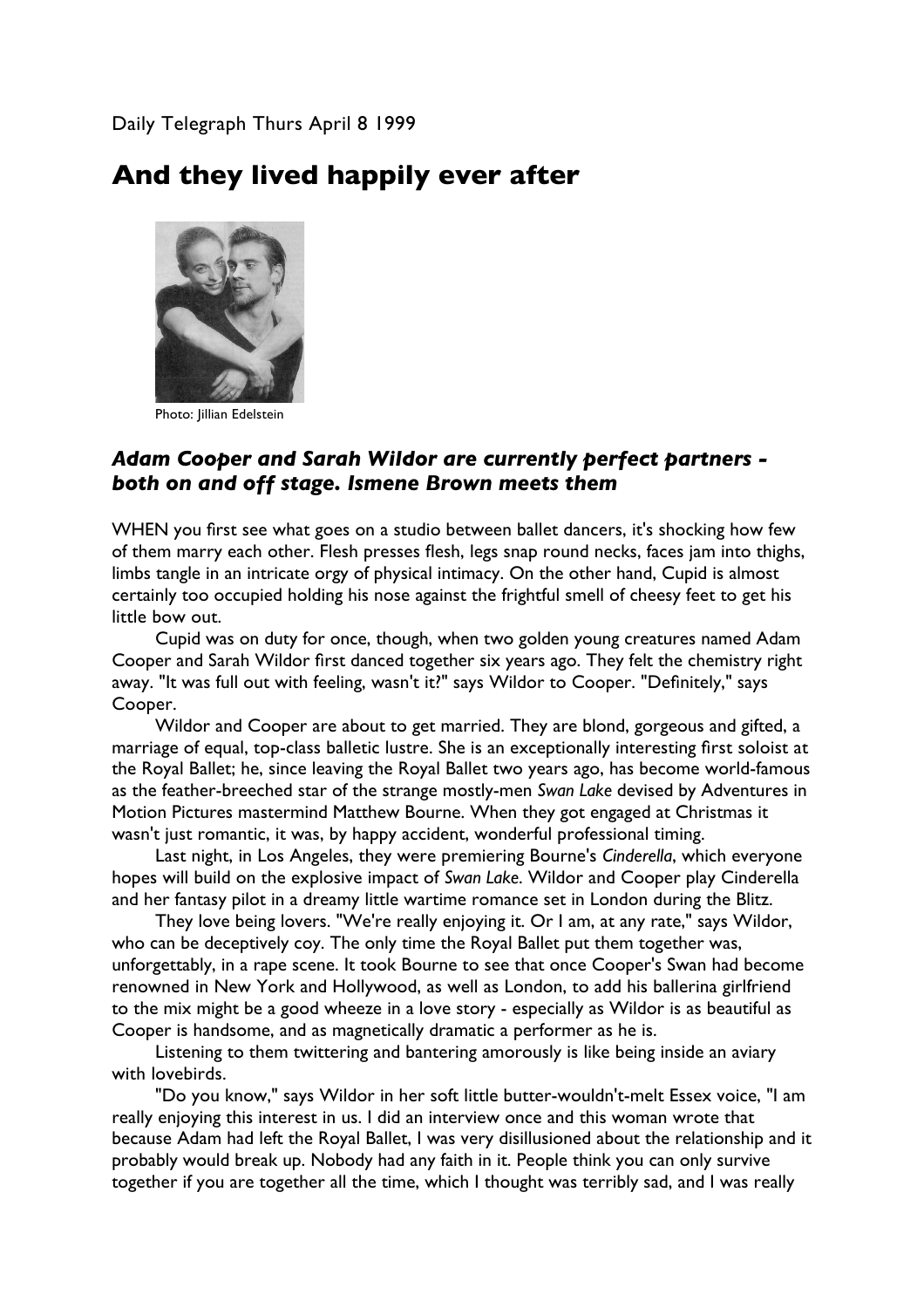Daily Telegraph Thurs April 8 1999

# And they lived happily ever after

Photo: Jillian Edelstein

### *Adam Cooper and Sarah Wildor are currently perfect partners - both on and off stage. Ismene Brown meets them*

WHEN you first see what goes on a studio between ballet dancers, it's shocking how few of them marry each other. Flesh presses flesh, legs snap round necks, faces jam into thighs, limbs tangle in an intricate orgy of physical intimacy. On the other hand, Cupid is almost certainly too occupied holding his nose against the frightful smell of cheesy feet to get his little bow out.

Cupid was on duty for once, though, when two golden young creatures named Adam Cooper and Sarah Wildor first danced together six years ago. They felt the chemistry right away. "It was full out with feeling, wasn't it?" says Wildor to Cooper. "Definitely," says Cooper.

Wildor and Cooper are about to get married. They are blond, gorgeous and gifted, a marriage of equal, top-class balletic lustre. She is an exceptionally interesting first soloist at the Royal Ballet; he, since leaving the Royal Ballet two years ago, has become world-famous as the feather-breeched star of the strange mostly-men *Swan Lake* devised by Adventures in Motion Pictures mastermind Matthew Bourne. When they got engaged at Christmas it wasn't just romantic, it was, by happy accident, wonderful professional timing.

Last night, in Los Angeles, they were premiering Bourne's *Cinderella*, which everyone hopes will build on the explosive impact of *Swan Lake*. Wildor and Cooper play Cinderella and her fantasy pilot in a dreamy little wartime romance set in London during the Blitz.

They love being lovers. "We're really enjoying it. Or I am, at any rate," says Wildor, who can be deceptively coy. The only time the Royal Ballet put them together was, unforgettably, in a rape scene. It took Bourne to see that once Cooper's Swan had become renowned in New York and Hollywood, as well as London, to add his ballerina girlfriend to the mix might be a good wheeze in a love story - especially as Wildor is as beautiful as Cooper is handsome, and as magnetically dramatic a performer as he is.

Listening to them twittering and bantering amorously is like being inside an aviary with lovebirds.

"Do you know," says Wildor in her soft little butter-wouldn't-melt Essex voice, "I am really enjoying this interest in us. I did an interview once and this woman wrote that because Adam had left the Royal Ballet, I was very disillusioned about the relationship and it probably would break up. Nobody had any faith in it. People think you can only survive together if you are together all the time, which I thought was terribly sad, and I was really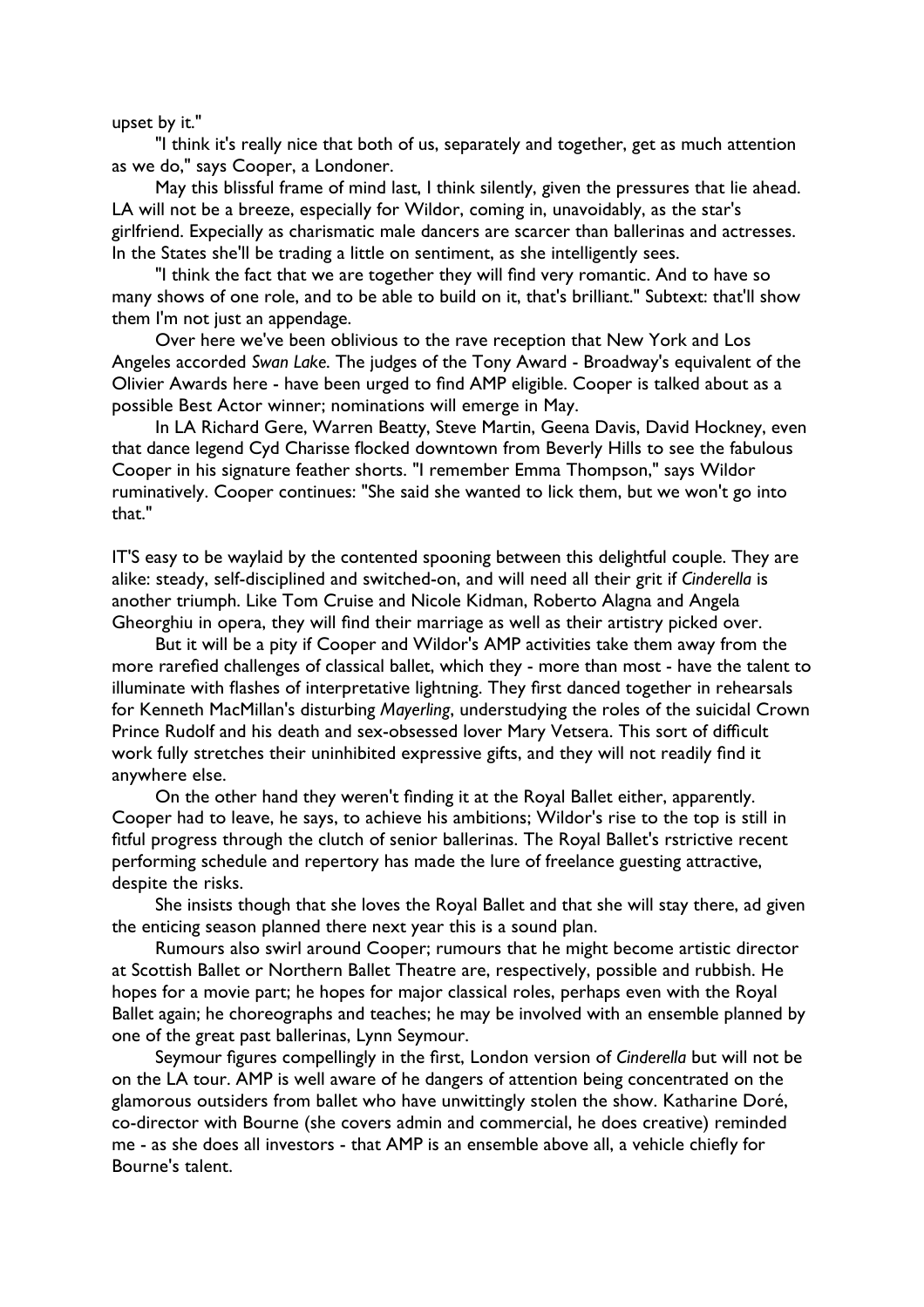upset by it."

"I think it's really nice that both of us, separately and together, get as much attention as we do," says Cooper, a Londoner.

May this blissful frame of mind last, I think silently, given the pressures that lie ahead. LA will not be a breeze, especially for Wildor, coming in, unavoidably, as the star's girlfriend. Expecially as charismatic male dancers are scarcer than ballerinas and actresses. In the States she'll be trading a little on sentiment, as she intelligently sees.

"I think the fact that we are together they will find very romantic. And to have so many shows of one role, and to be able to build on it, that's brilliant." Subtext: that'll show them I'm not just an appendage.

Over here we've been oblivious to the rave reception that New York and Los Angeles accorded *Swan Lake*. The judges of the Tony Award - Broadway's equivalent of the Olivier Awards here - have been urged to find AMP eligible. Cooper is talked about as a possible Best Actor winner; nominations will emerge in May.

In LA Richard Gere, Warren Beatty, Steve Martin, Geena Davis, David Hockney, even that dance legend Cyd Charisse flocked downtown from Beverly Hills to see the fabulous Cooper in his signature feather shorts. "I remember Emma Thompson," says Wildor ruminatively. Cooper continues: "She said she wanted to lick them, but we won't go into that."

IT'S easy to be waylaid by the contented spooning between this delightful couple. They are alike: steady, self-disciplined and switched-on, and will need all their grit if *Cinderella* is another triumph. Like Tom Cruise and Nicole Kidman, Roberto Alagna and Angela Gheorghiu in opera, they will find their marriage as well as their artistry picked over.

But it will be a pity if Cooper and Wildor's AMP activities take them away from the more rarefied challenges of classical ballet, which they - more than most - have the talent to illuminate with flashes of interpretative lightning. They first danced together in rehearsals for Kenneth MacMillan's disturbing *Mayerling*, understudying the roles of the suicidal Crown Prince Rudolf and his death and sex-obsessed lover Mary Vetsera. This sort of difficult work fully stretches their uninhibited expressive gifts, and they will not readily find it anywhere else.

On the other hand they weren't finding it at the Royal Ballet either, apparently. Cooper had to leave, he says, to achieve his ambitions; Wildor's rise to the top is still in fitful progress through the clutch of senior ballerinas. The Royal Ballet's rstrictive recent performing schedule and repertory has made the lure of freelance guesting attractive, despite the risks.

She insists though that she loves the Royal Ballet and that she will stay there, ad given the enticing season planned there next year this is a sound plan.

Rumours also swirl around Cooper; rumours that he might become artistic director at Scottish Ballet or Northern Ballet Theatre are, respectively, possible and rubbish. He hopes for a movie part; he hopes for major classical roles, perhaps even with the Royal Ballet again; he choreographs and teaches; he may be involved with an ensemble planned by one of the great past ballerinas, Lynn Seymour.

Seymour figures compellingly in the first, London version of *Cinderella* but will not be on the LA tour. AMP is well aware of he dangers of attention being concentrated on the glamorous outsiders from ballet who have unwittingly stolen the show. Katharine Doré, co-director with Bourne (she covers admin and commercial, he does creative) reminded me - as she does all investors - that AMP is an ensemble above all, a vehicle chiefly for Bourne's talent.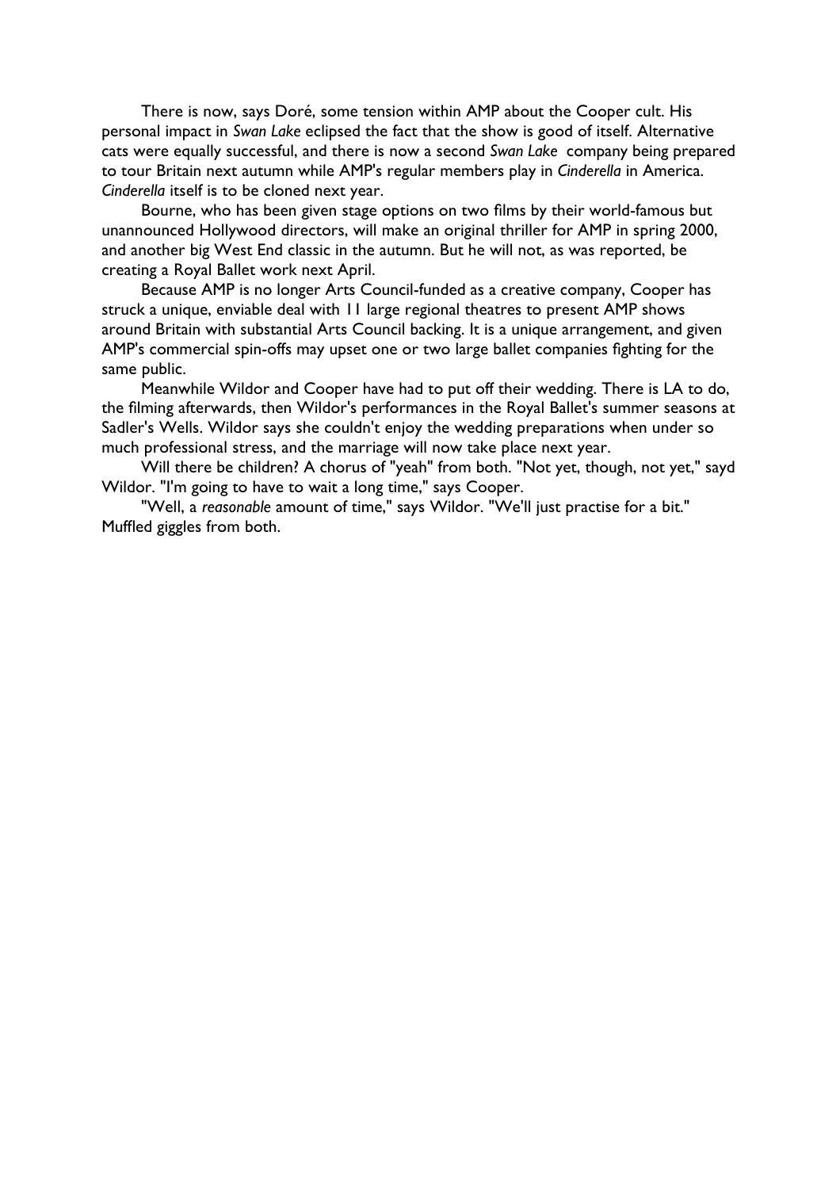There is now, says Doré, some tension within AMP about the Cooper cult. His personal impact in *Swan Lake* eclipsed the fact that the show is good of itself. Alternative cats were equally successful, and there is now a second *Swan Lake* company being prepared to tour Britain next autumn while AMP's regular members play in *Cinderella* in America. *Cinderella* itself is to be cloned next year.

Bourne, who has been given stage options on two films by their world-famous but unannounced Hollywood directors, will make an original thriller for AMP in spring 2000, and another big West End classic in the autumn. But he will not, as was reported, be creating a Royal Ballet work next April.

Because AMP is no longer Arts Council-funded as a creative company, Cooper has struck a unique, enviable deal with 11 large regional theatres to present AMP shows around Britain with substantial Arts Council backing. It is a unique arrangement, and given AMP's commercial spin-offs may upset one or two large ballet companies fighting for the same public.

Meanwhile Wildor and Cooper have had to put off their wedding. There is LA to do, the filming afterwards, then Wildor's performances in the Royal Ballet's summer seasons at Sadler's Wells. Wildor says she couldn't enjoy the wedding preparations when under so much professional stress, and the marriage will now take place next year.

Will there be children? A chorus of "yeah" from both. "Not yet, though, not yet," sayd Wildor. "I'm going to have to wait a long time," says Cooper.

"Well, a *reasonable* amount of time," says Wildor. "We'll just practise for a bit." Muffled giggles from both.